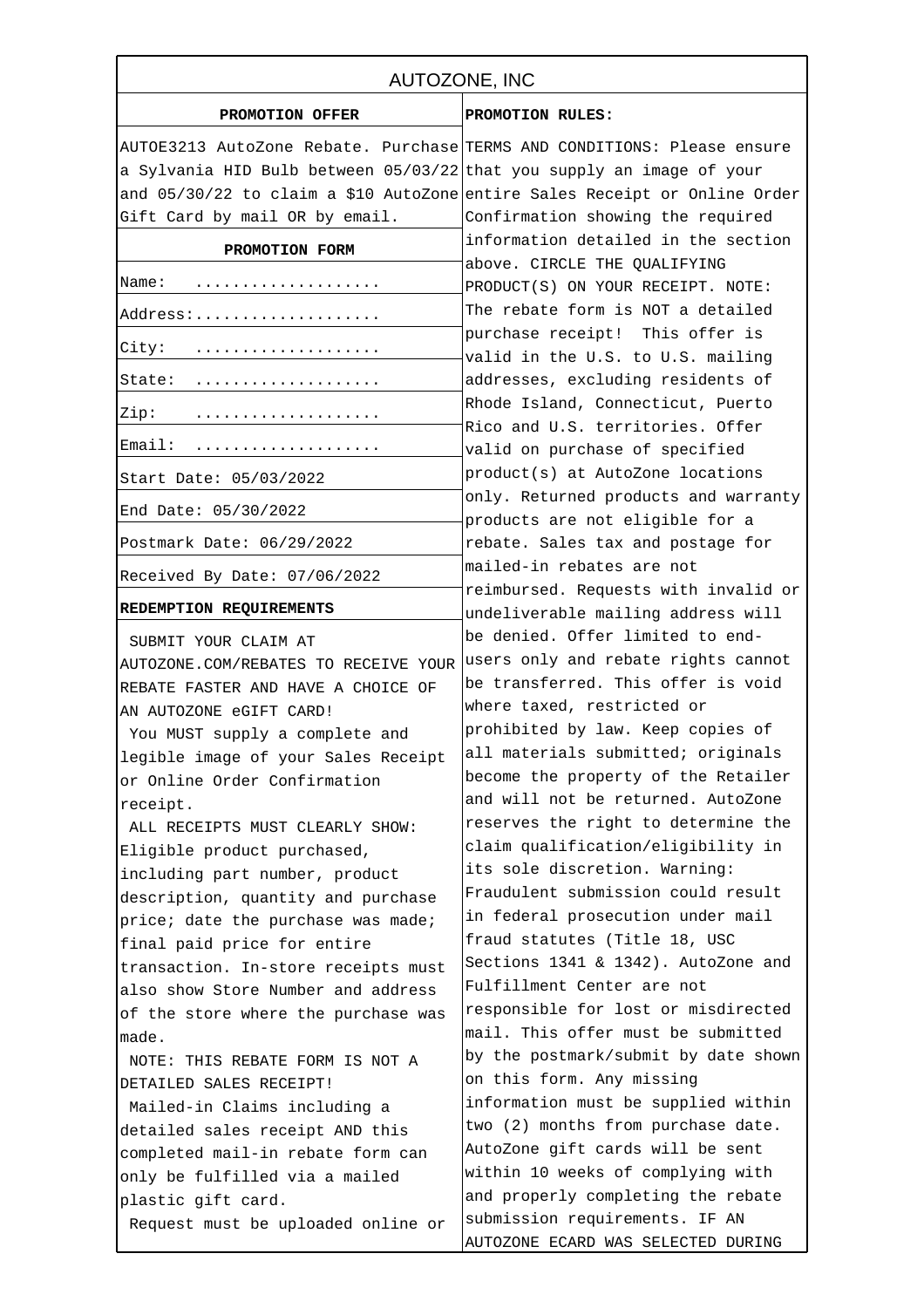# AUTOZONE, INC

## PROMOTION OFFER

AUTOE3213 AutoZone Rebate. Purchase a Sylvania HID Bulb between 05/03/22 and 05/30/22 to claim a $10 AutoZone Gift Card by mail OR by email.

## PROMOTION FORM

| | |
|---|---|
| Name: | .................... |
| Address: | .................... |
| City: | .................... |
| State: | .................... |
| Zip: | .................... |
| Email: | .................... |
| Start Date: 05/03/2022 | |
| End Date: 05/30/2022 | |
| Postmark Date: 06/29/2022 | |
| Received By Date: 07/06/2022 | |

**REDEMPTION REQUIREMENTS**

SUBMIT YOUR CLAIM AT AUTOZONE.COM/REBATES TO RECEIVE YOUR REBATE FASTER AND HAVE A CHOICE OF AN AUTOZONE eGIFT CARD!

You MUST supply a complete and legible image of your Sales Receipt or Online Order Confirmation receipt.

ALL RECEIPTS MUST CLEARLY SHOW: Eligible product purchased, including part number, product description, quantity and purchase price; date the purchase was made; final paid price for entire transaction. In-store receipts must also show Store Number and address of the store where the purchase was made.

NOTE: THIS REBATE FORM IS NOT A DETAILED SALES RECEIPT!

Mailed-in Claims including a detailed sales receipt AND this completed mail-in rebate form can only be fulfilled via a mailed plastic gift card.

Request must be uploaded online or

## PROMOTION RULES:

TERMS AND CONDITIONS: Please ensure that you supply an image of your entire Sales Receipt or Online Order Confirmation showing the required information detailed in the section above. CIRCLE THE QUALIFYING PRODUCT(S) ON YOUR RECEIPT. NOTE: The rebate form is NOT a detailed purchase receipt! This offer is valid in the U.S. to U.S. mailing addresses, excluding residents of Rhode Island, Connecticut, Puerto Rico and U.S. territories. Offer valid on purchase of specified product(s) at AutoZone locations only. Returned products and warranty products are not eligible for a rebate. Sales tax and postage for mailed-in rebates are not reimbursed. Requests with invalid or undeliverable mailing address will be denied. Offer limited to end-users only and rebate rights cannot be transferred. This offer is void where taxed, restricted or prohibited by law. Keep copies of all materials submitted; originals become the property of the Retailer and will not be returned. AutoZone reserves the right to determine the claim qualification/eligibility in its sole discretion. Warning: Fraudulent submission could result in federal prosecution under mail fraud statutes (Title 18, USC Sections 1341 & 1342). AutoZone and Fulfillment Center are not responsible for lost or misdirected mail. This offer must be submitted by the postmark/submit by date shown on this form. Any missing information must be supplied within two (2) months from purchase date. AutoZone gift cards will be sent within 10 weeks of complying with and properly completing the rebate submission requirements. IF AN AUTOZONE ECARD WAS SELECTED DURING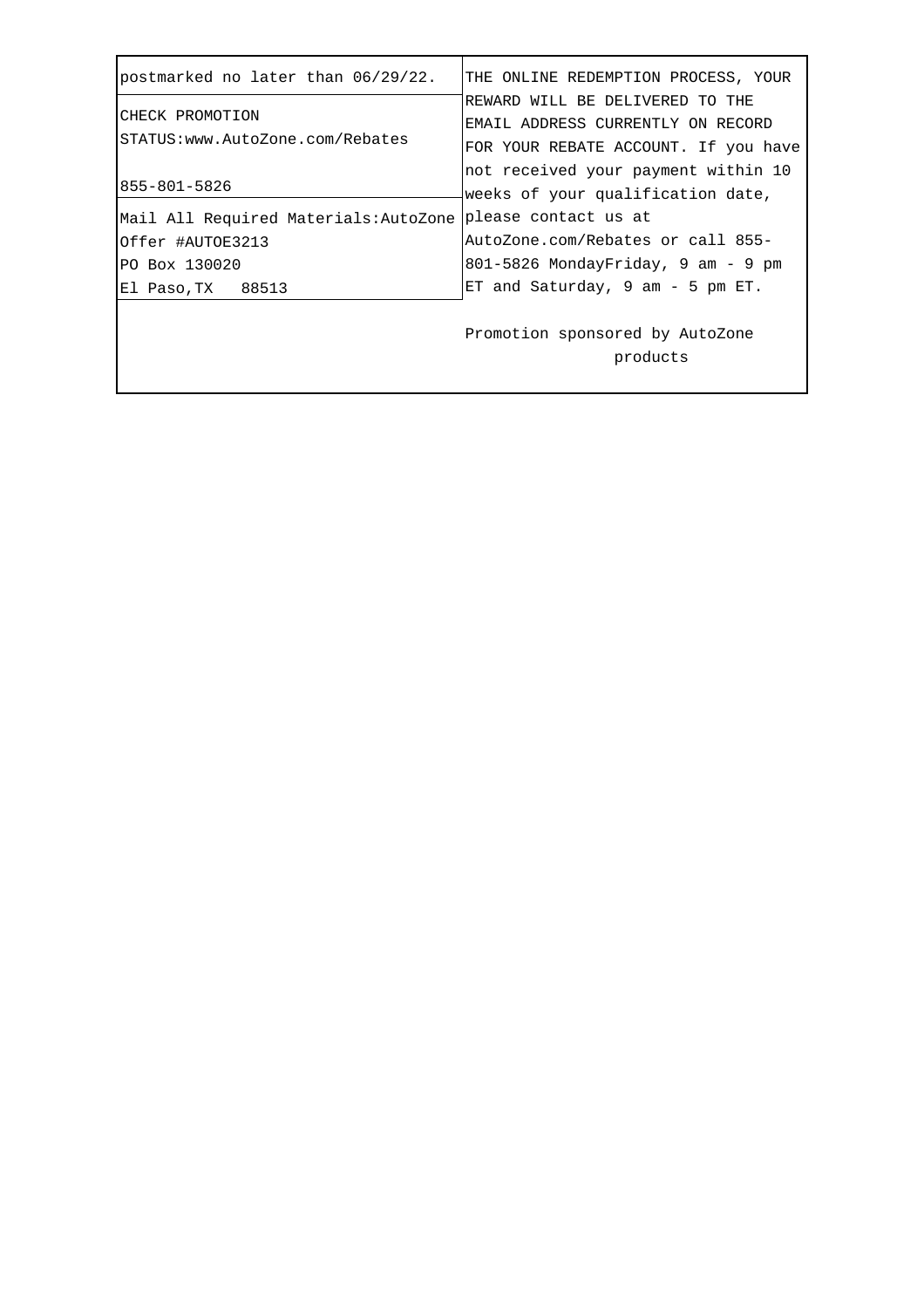postmarked no later than 06/29/22.

CHECK PROMOTION STATUS:www.AutoZone.com/Rebates

855-801-5826

Mail All Required Materials:AutoZone Offer #AUTOE3213
PO Box 130020
El Paso,TX 88513

THE ONLINE REDEMPTION PROCESS, YOUR REWARD WILL BE DELIVERED TO THE EMAIL ADDRESS CURRENTLY ON RECORD FOR YOUR REBATE ACCOUNT. If you have not received your payment within 10 weeks of your qualification date, please contact us at AutoZone.com/Rebates or call 855-801-5826 MondayFriday, 9 am - 9 pm ET and Saturday, 9 am - 5 pm ET.

Promotion sponsored by AutoZone products